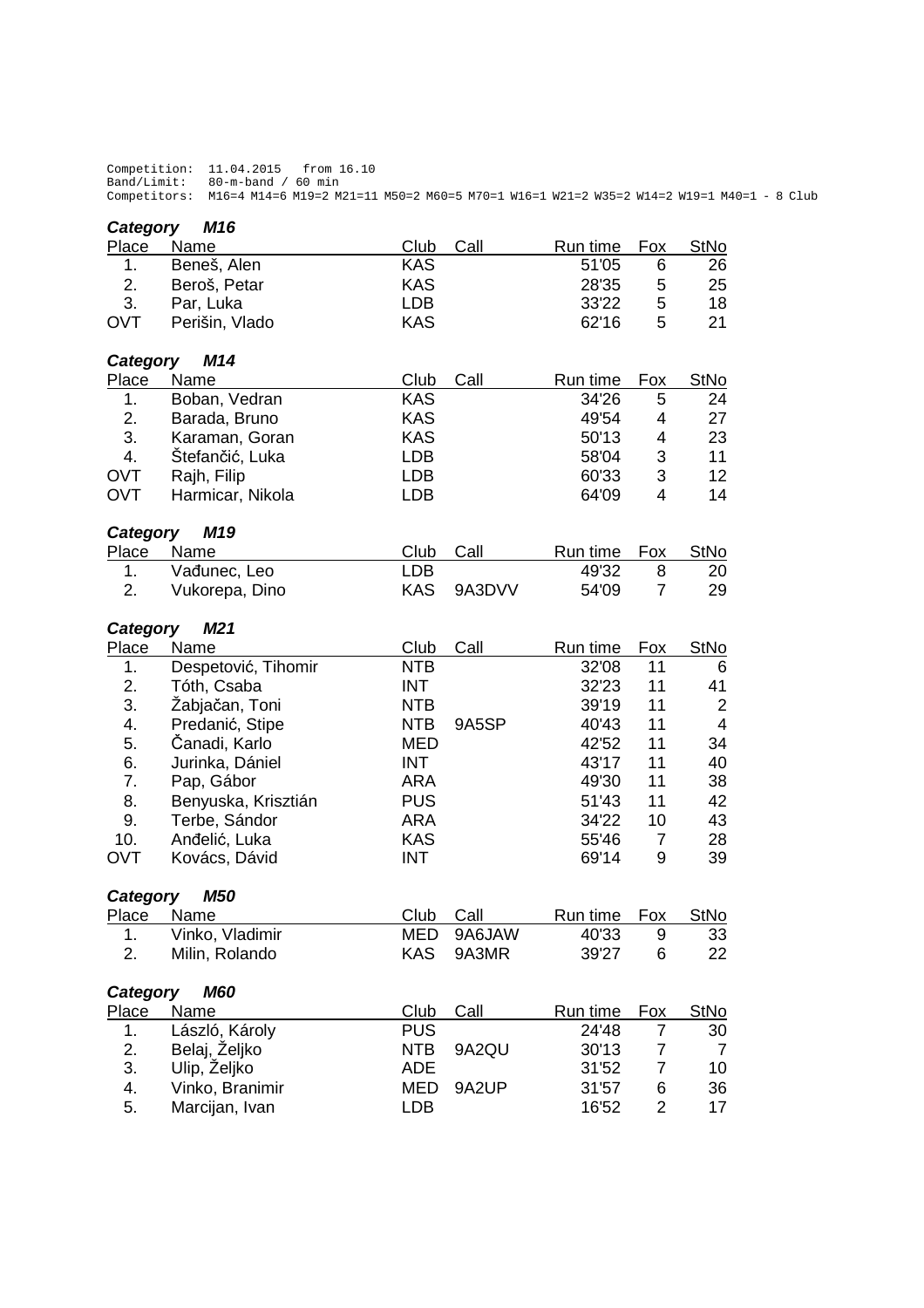```
Competition:  11.04.2015   from 16.10
Band/Limit:   80-m-band / 60 min
Competitors:  M16=4 M14=6 M19=2 M21=11 M50=2 M60=5 M70=1 W16=1 W21=2 W35=2 W14=2 W19=1 M40=1 - 8 Club
```

### *Category M16*

| Place | Name | Club | Call | Run time | Fox | StNo |
|---|---|---|---|---|---|---|
| 1. | Beneš, Alen | KAS | | 51'05 | 6 | 26 |
| 2. | Beroš, Petar | KAS | | 28'35 | 5 | 25 |
| 3. | Par, Luka | LDB | | 33'22 | 5 | 18 |
| OVT | Perišin, Vlado | KAS | | 62'16 | 5 | 21 |

### *Category M14*

| Place | Name | Club | Call | Run time | Fox | StNo |
|---|---|---|---|---|---|---|
| 1. | Boban, Vedran | KAS | | 34'26 | 5 | 24 |
| 2. | Barada, Bruno | KAS | | 49'54 | 4 | 27 |
| 3. | Karaman, Goran | KAS | | 50'13 | 4 | 23 |
| 4. | Štefančić, Luka | LDB | | 58'04 | 3 | 11 |
| OVT | Rajh, Filip | LDB | | 60'33 | 3 | 12 |
| OVT | Harmicar, Nikola | LDB | | 64'09 | 4 | 14 |

### *Category M19*

| Place | Name | Club | Call | Run time | Fox | StNo |
|---|---|---|---|---|---|---|
| 1. | Vađunec, Leo | LDB | | 49'32 | 8 | 20 |
| 2. | Vukorepa, Dino | KAS | 9A3DVV | 54'09 | 7 | 29 |

### *Category M21*

| Place | Name | Club | Call | Run time | Fox | StNo |
|---|---|---|---|---|---|---|
| 1. | Despetović, Tihomir | NTB | | 32'08 | 11 | 6 |
| 2. | Tóth, Csaba | INT | | 32'23 | 11 | 41 |
| 3. | Žabjačan, Toni | NTB | | 39'19 | 11 | 2 |
| 4. | Predanić, Stipe | NTB | 9A5SP | 40'43 | 11 | 4 |
| 5. | Čanadi, Karlo | MED | | 42'52 | 11 | 34 |
| 6. | Jurinka, Dániel | INT | | 43'17 | 11 | 40 |
| 7. | Pap, Gábor | ARA | | 49'30 | 11 | 38 |
| 8. | Benyuska, Krisztián | PUS | | 51'43 | 11 | 42 |
| 9. | Terbe, Sándor | ARA | | 34'22 | 10 | 43 |
| 10. | Anđelić, Luka | KAS | | 55'46 | 7 | 28 |
| OVT | Kovács, Dávid | INT | | 69'14 | 9 | 39 |

### *Category M50*

| Place | Name | Club | Call | Run time | Fox | StNo |
|---|---|---|---|---|---|---|
| 1. | Vinko, Vladimir | MED | 9A6JAW | 40'33 | 9 | 33 |
| 2. | Milin, Rolando | KAS | 9A3MR | 39'27 | 6 | 22 |

### *Category M60*

| Place | Name | Club | Call | Run time | Fox | StNo |
|---|---|---|---|---|---|---|
| 1. | László, Károly | PUS | | 24'48 | 7 | 30 |
| 2. | Belaj, Željko | NTB | 9A2QU | 30'13 | 7 | 7 |
| 3. | Ulip, Željko | ADE | | 31'52 | 7 | 10 |
| 4. | Vinko, Branimir | MED | 9A2UP | 31'57 | 6 | 36 |
| 5. | Marcijan, Ivan | LDB | | 16'52 | 2 | 17 |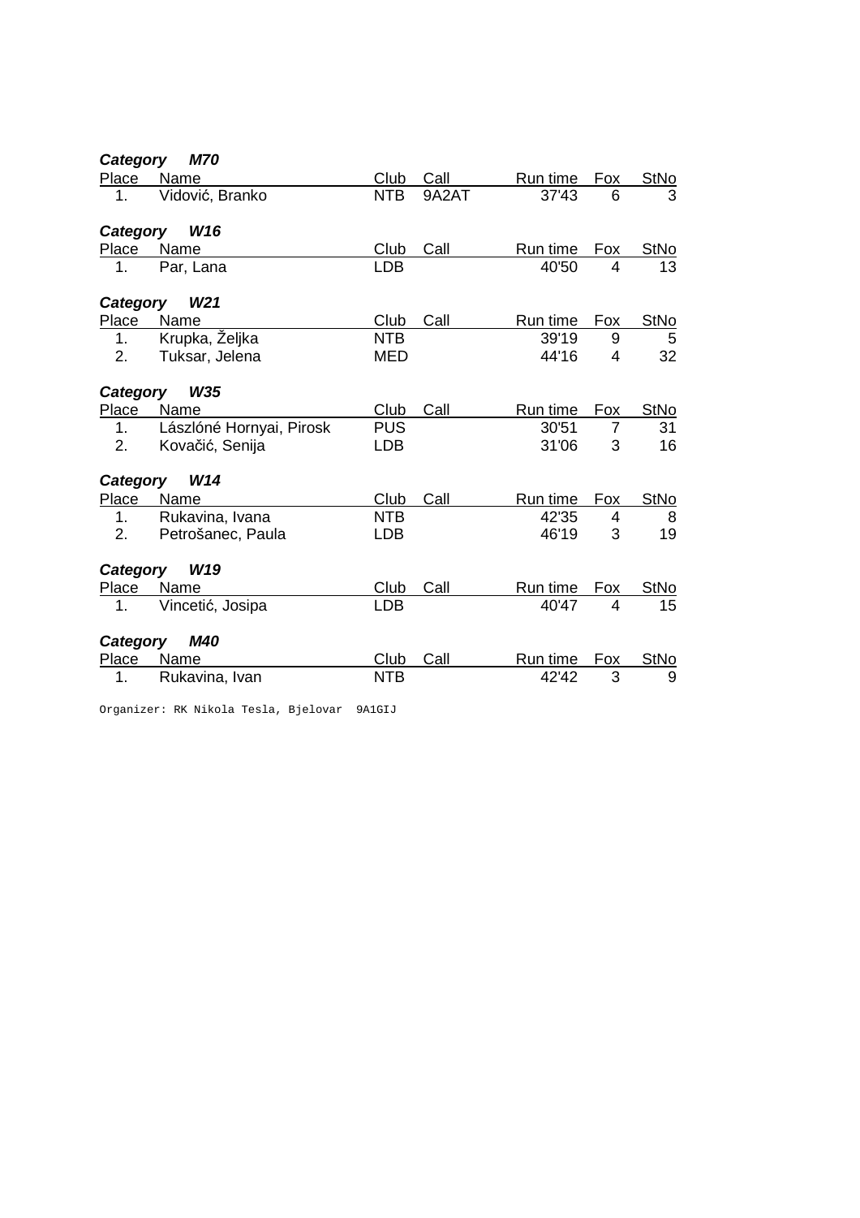***Category M70***

| Place | Name | Club | Call | Run time | Fox | StNo |
|---|---|---|---|---|---|---|
| 1. | Vidović, Branko | NTB | 9A2AT | 37'43 | 6 | 3 |

***Category W16***

| Place | Name | Club | Call | Run time | Fox | StNo |
|---|---|---|---|---|---|---|
| 1. | Par, Lana | LDB | | 40'50 | 4 | 13 |

***Category W21***

| Place | Name | Club | Call | Run time | Fox | StNo |
|---|---|---|---|---|---|---|
| 1. | Krupka, Željka | NTB | | 39'19 | 9 | 5 |
| 2. | Tuksar, Jelena | MED | | 44'16 | 4 | 32 |

***Category W35***

| Place | Name | Club | Call | Run time | Fox | StNo |
|---|---|---|---|---|---|---|
| 1. | Lászlóné Hornyai, Pirosk | PUS | | 30'51 | 7 | 31 |
| 2. | Kovačić, Senija | LDB | | 31'06 | 3 | 16 |

***Category W14***

| Place | Name | Club | Call | Run time | Fox | StNo |
|---|---|---|---|---|---|---|
| 1. | Rukavina, Ivana | NTB | | 42'35 | 4 | 8 |
| 2. | Petrošanec, Paula | LDB | | 46'19 | 3 | 19 |

***Category W19***

| Place | Name | Club | Call | Run time | Fox | StNo |
|---|---|---|---|---|---|---|
| 1. | Vincetić, Josipa | LDB | | 40'47 | 4 | 15 |

***Category M40***

| Place | Name | Club | Call | Run time | Fox | StNo |
|---|---|---|---|---|---|---|
| 1. | Rukavina, Ivan | NTB | | 42'42 | 3 | 9 |

Organizer: RK Nikola Tesla, Bjelovar 9A1GIJ